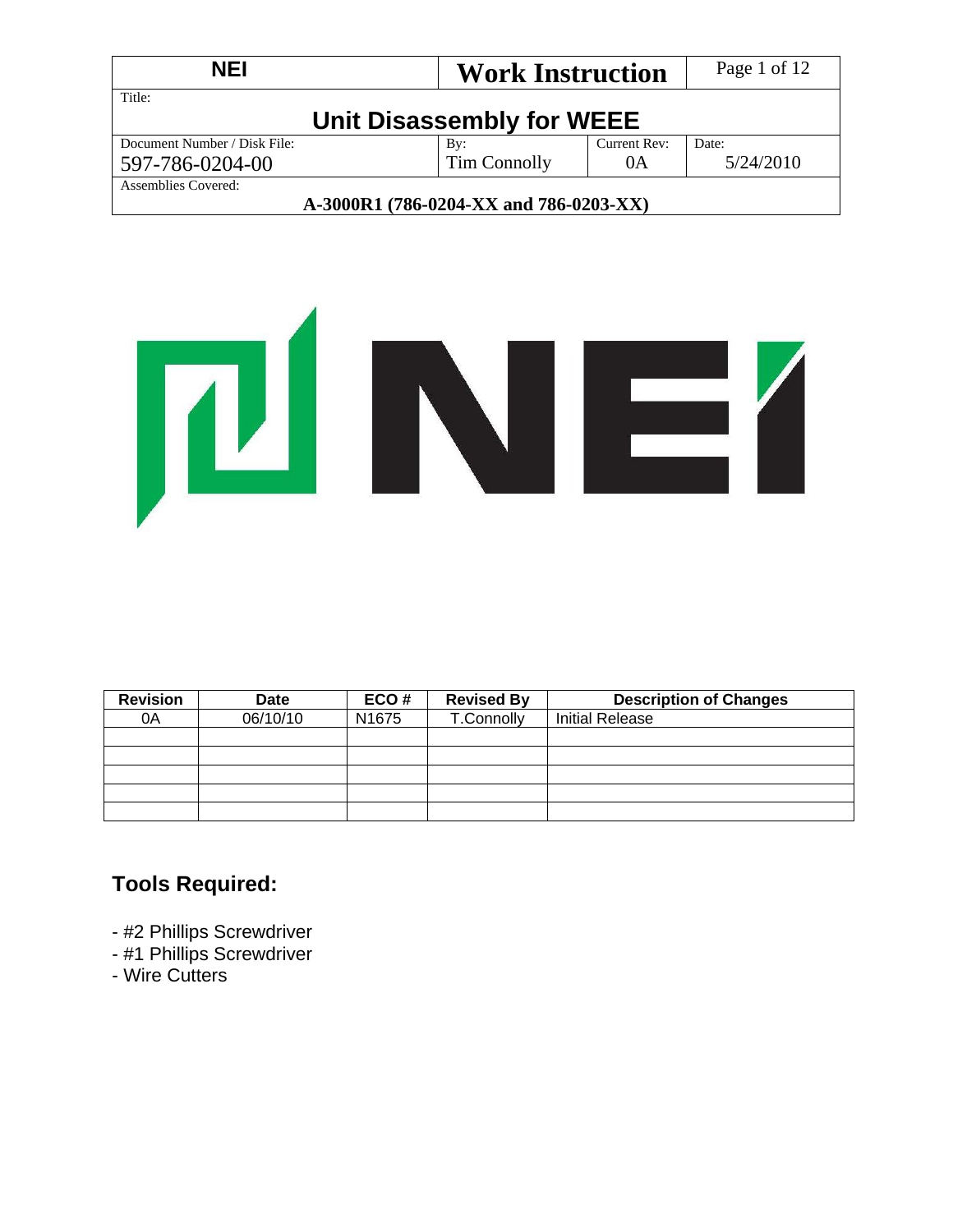| NEI | Work Instruction | | |
| --- | --- | --- | --- |
| Title: **Unit Disassembly for WEEE** | | | |
| Document Number / Disk File: 597-786-0204-00 | By: Tim Connolly | Current Rev: 0A | Date: 5/24/2010 |
| Assemblies Covered: **A-3000R1 (786-0204-XX and 786-0203-XX)** | | | |

| Revision | Date | ECO # | Revised By | Description of Changes |
| --- | --- | --- | --- | --- |
| 0A | 06/10/10 | N1675 | T.Connolly | Initial Release |
| | | | | |
| | | | | |
| | | | | |
| | | | | |
| | | | | |

## Tools Required:

- #2 Phillips Screwdriver
- #1 Phillips Screwdriver
- Wire Cutters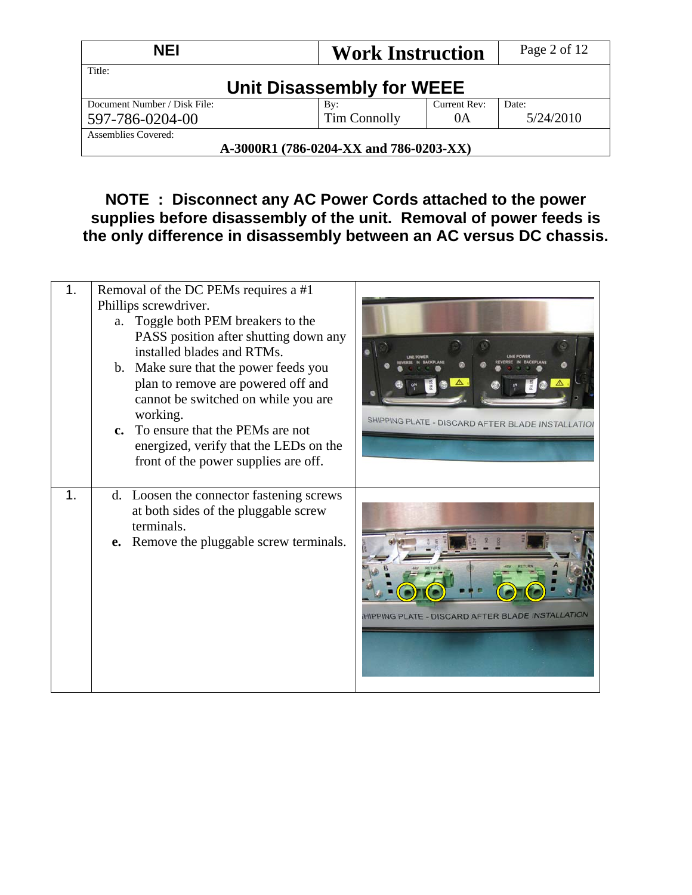| NEI | Work Instruction | |
|---|---|---|
| Title: **Unit Disassembly for WEEE** | | |
| Document Number / Disk File: 597-786-0204-00 | By: Tim Connolly | Current Rev: 0A | Date: 5/24/2010 |
| Assemblies Covered: **A-3000R1 (786-0204-XX and 786-0203-XX)** | | |

**NOTE : Disconnect any AC Power Cords attached to the power supplies before disassembly of the unit. Removal of power feeds is the only difference in disassembly between an AC versus DC chassis.**

| | | |
|---|---|---|
| 1. | Removal of the DC PEMs requires a #1 Phillips screwdriver.<br>a. Toggle both PEM breakers to the PASS position after shutting down any installed blades and RTMs.<br>b. Make sure that the power feeds you plan to remove are powered off and cannot be switched on while you are working.<br>**c.** To ensure that the PEMs are not energized, verify that the LEDs on the front of the power supplies are off. | |
| 1. | d. Loosen the connector fastening screws at both sides of the pluggable screw terminals.<br>**e.** Remove the pluggable screw terminals. | |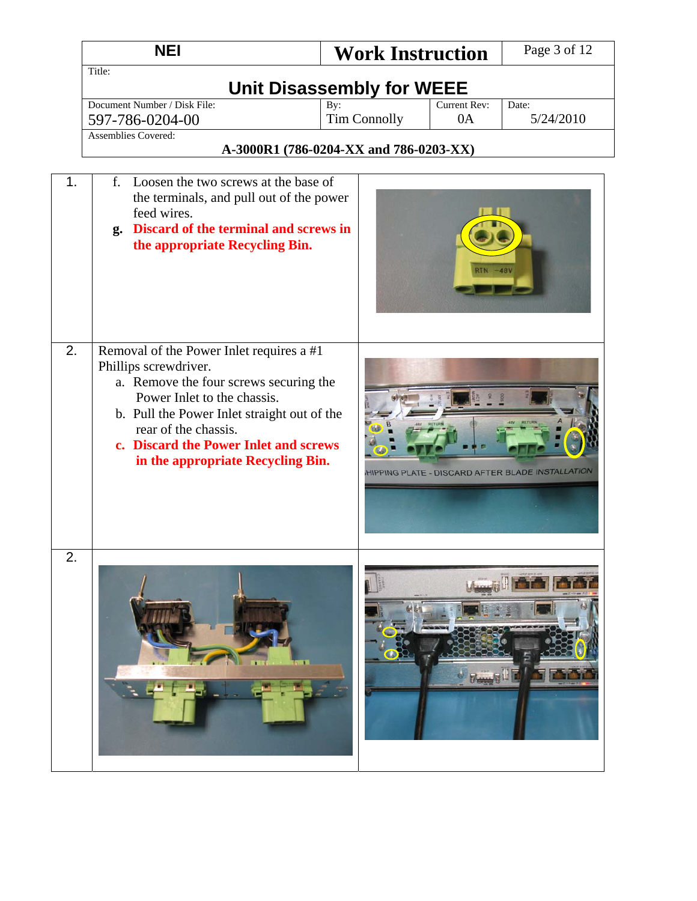| NEI | Work Instruction | Page 3 of 12 |
|---|---|---|
| Title: **Unit Disassembly for WEEE** | | |

| Document Number / Disk File: | By: | Current Rev: | Date: |
|---|---|---|---|
| 597-786-0204-00 | Tim Connolly | 0A | 5/24/2010 |
| Assemblies Covered: **A-3000R1 (786-0204-XX and 786-0203-XX)** | | | |

| | | |
|---|---|---|
| 1. | f. Loosen the two screws at the base of the terminals, and pull out of the power feed wires.<br>**g. Discard of the terminal and screws in the appropriate Recycling Bin.** | |
| 2. | Removal of the Power Inlet requires a #1 Phillips screwdriver.<br>a. Remove the four screws securing the Power Inlet to the chassis.<br>b. Pull the Power Inlet straight out of the rear of the chassis.<br>**c. Discard the Power Inlet and screws in the appropriate Recycling Bin.** | |
| 2. | | |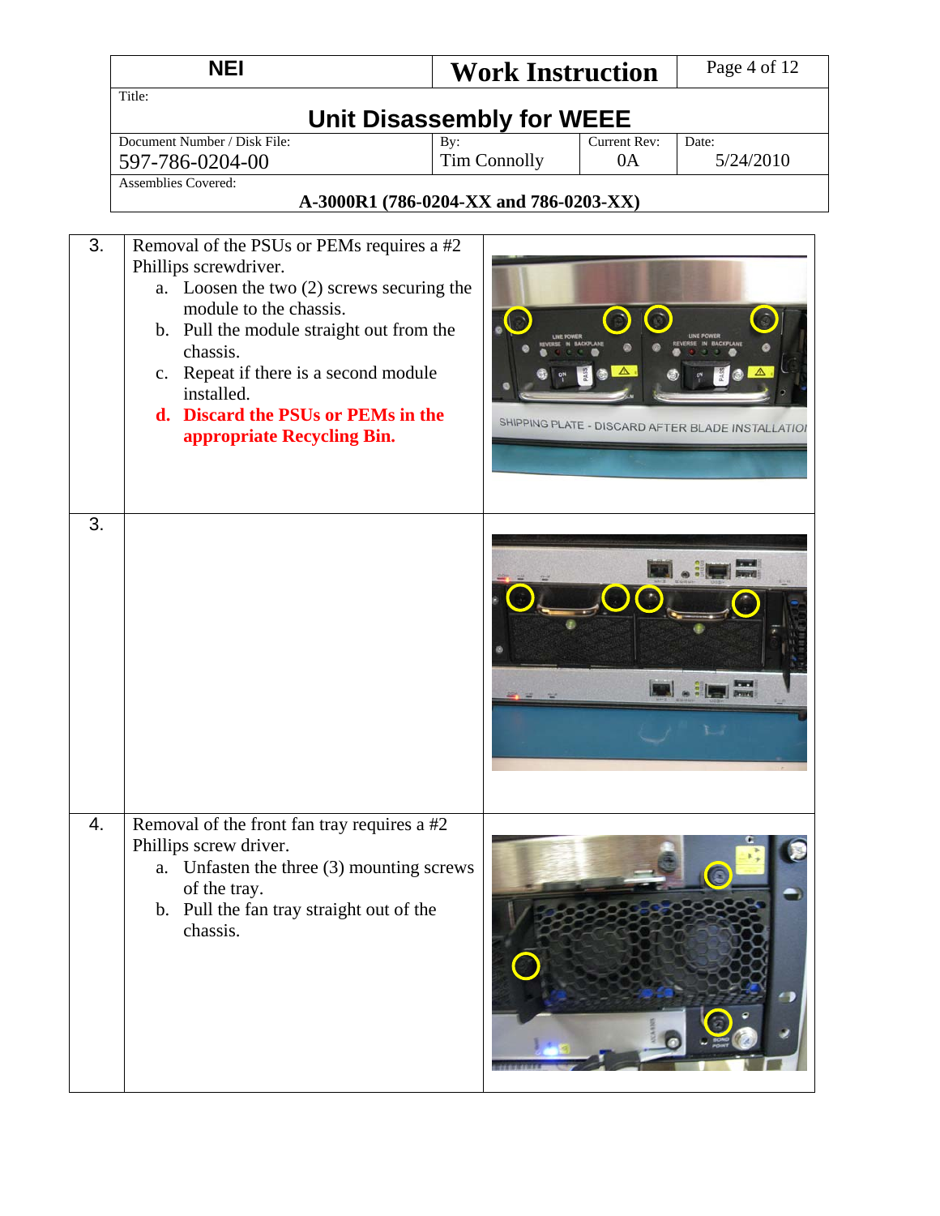| NEI | Work Instruction | | |
|---|---|---|---|
| Title: **Unit Disassembly for WEEE** | | | |
| Document Number / Disk File: 597-786-0204-00 | By: Tim Connolly | Current Rev: 0A | Date: 5/24/2010 |
| Assemblies Covered: **A-3000R1 (786-0204-XX and 786-0203-XX)** | | | |

| Step | Instruction | Photo |
|---|---|---|
| 3. | Removal of the PSUs or PEMs requires a #2 Phillips screwdriver.<br>a. Loosen the two (2) screws securing the module to the chassis.<br>b. Pull the module straight out from the chassis.<br>c. Repeat if there is a second module installed.<br>**d. Discard the PSUs or PEMs in the appropriate Recycling Bin.** | |
| 3. | | |
| 4. | Removal of the front fan tray requires a #2 Phillips screw driver.<br>a. Unfasten the three (3) mounting screws of the tray.<br>b. Pull the fan tray straight out of the chassis. | |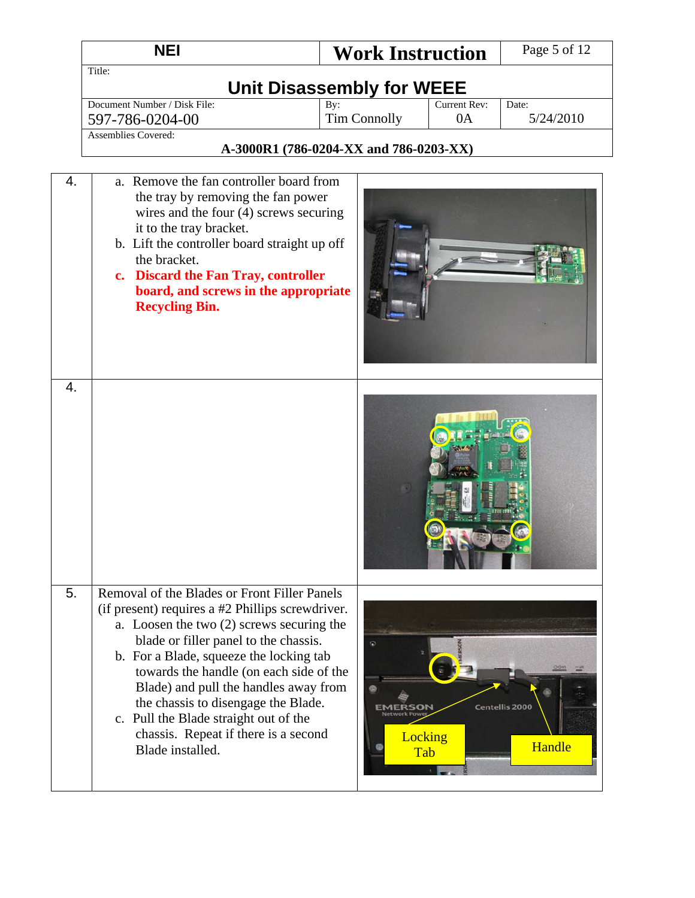| NEI | Work Instruction | | |
|---|---|---|---|
| Title: **Unit Disassembly for WEEE** | | | |
| Document Number / Disk File: 597-786-0204-00 | By: Tim Connolly | Current Rev: 0A | Date: 5/24/2010 |
| Assemblies Covered: **A-3000R1 (786-0204-XX and 786-0203-XX)** | | | |

| Step | Instruction | Image |
|---|---|---|
| 4. | a. Remove the fan controller board from the tray by removing the fan power wires and the four (4) screws securing it to the tray bracket.<br>b. Lift the controller board straight up off the bracket.<br>**c. Discard the Fan Tray, controller board, and screws in the appropriate Recycling Bin.** | |
| 4. | | |
| 5. | Removal of the Blades or Front Filler Panels (if present) requires a #2 Phillips screwdriver.<br>a. Loosen the two (2) screws securing the blade or filler panel to the chassis.<br>b. For a Blade, squeeze the locking tab towards the handle (on each side of the Blade) and pull the handles away from the chassis to disengage the Blade.<br>c. Pull the Blade straight out of the chassis. Repeat if there is a second Blade installed. | |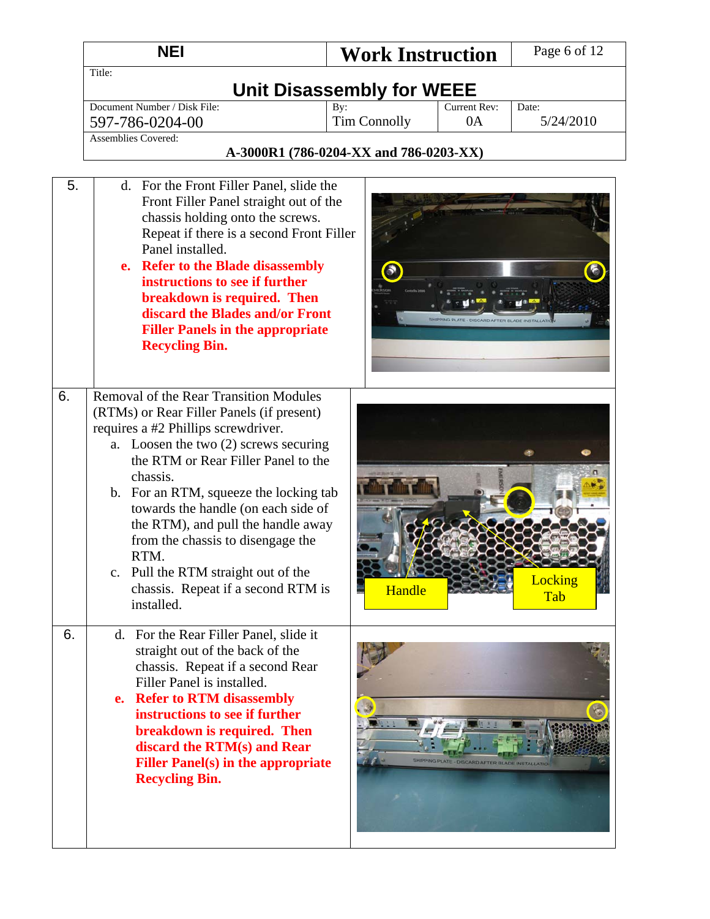| | |
|---|---|
| 5. | d. For the Front Filler Panel, slide the Front Filler Panel straight out of the chassis holding onto the screws. Repeat if there is a second Front Filler Panel installed.<br>**e. Refer to the Blade disassembly instructions to see if further breakdown is required. Then discard the Blades and/or Front Filler Panels in the appropriate Recycling Bin.** |
| 6. | Removal of the Rear Transition Modules (RTMs) or Rear Filler Panels (if present) requires a #2 Phillips screwdriver.<br>a. Loosen the two (2) screws securing the RTM or Rear Filler Panel to the chassis.<br>b. For an RTM, squeeze the locking tab towards the handle (on each side of the RTM), and pull the handle away from the chassis to disengage the RTM.<br>c. Pull the RTM straight out of the chassis. Repeat if a second RTM is installed.<br><br>Handle<br>Locking Tab |
| 6. | d. For the Rear Filler Panel, slide it straight out of the back of the chassis. Repeat if a second Rear Filler Panel is installed.<br>**e. Refer to RTM disassembly instructions to see if further breakdown is required. Then discard the RTM(s) and Rear Filler Panel(s) in the appropriate Recycling Bin.** |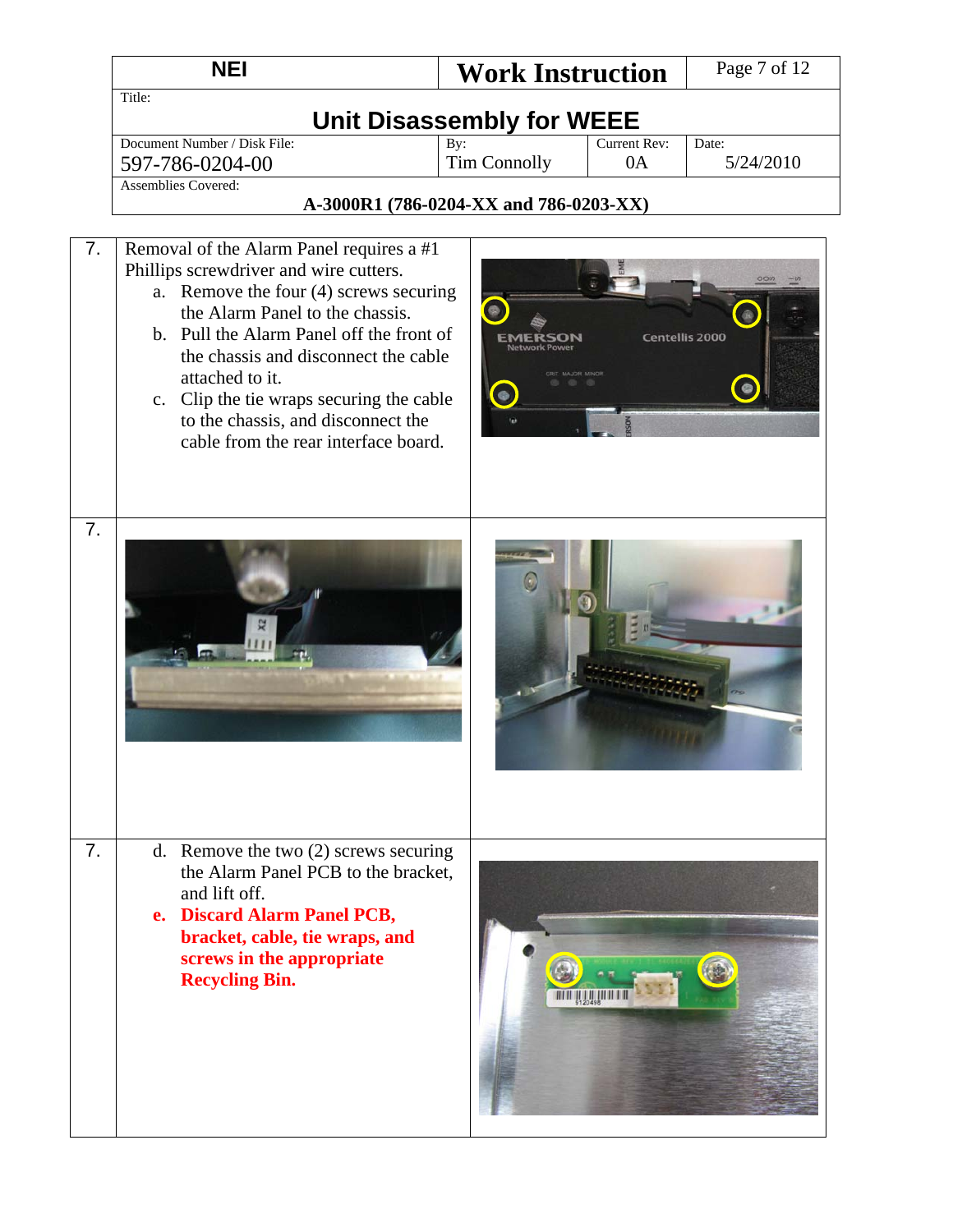| NEI | Work Instruction | Page 7 of 12 |
|---|---|---|
| Title: **Unit Disassembly for WEEE** | | |

| Document Number / Disk File: 597-786-0204-00 | By: Tim Connolly | Current Rev: 0A | Date: 5/24/2010 |
|---|---|---|---|
| Assemblies Covered: **A-3000R1 (786-0204-XX and 786-0203-XX)** | | | |

| Step | Instruction | Illustration |
|---|---|---|
| 7. | Removal of the Alarm Panel requires a #1 Phillips screwdriver and wire cutters.<br>a. Remove the four (4) screws securing the Alarm Panel to the chassis.<br>b. Pull the Alarm Panel off the front of the chassis and disconnect the cable attached to it.<br>c. Clip the tie wraps securing the cable to the chassis, and disconnect the cable from the rear interface board. | |
| 7. | | |
| 7. | d. Remove the two (2) screws securing the Alarm Panel PCB to the bracket, and lift off.<br>**e. Discard Alarm Panel PCB, bracket, cable, tie wraps, and screws in the appropriate Recycling Bin.** | |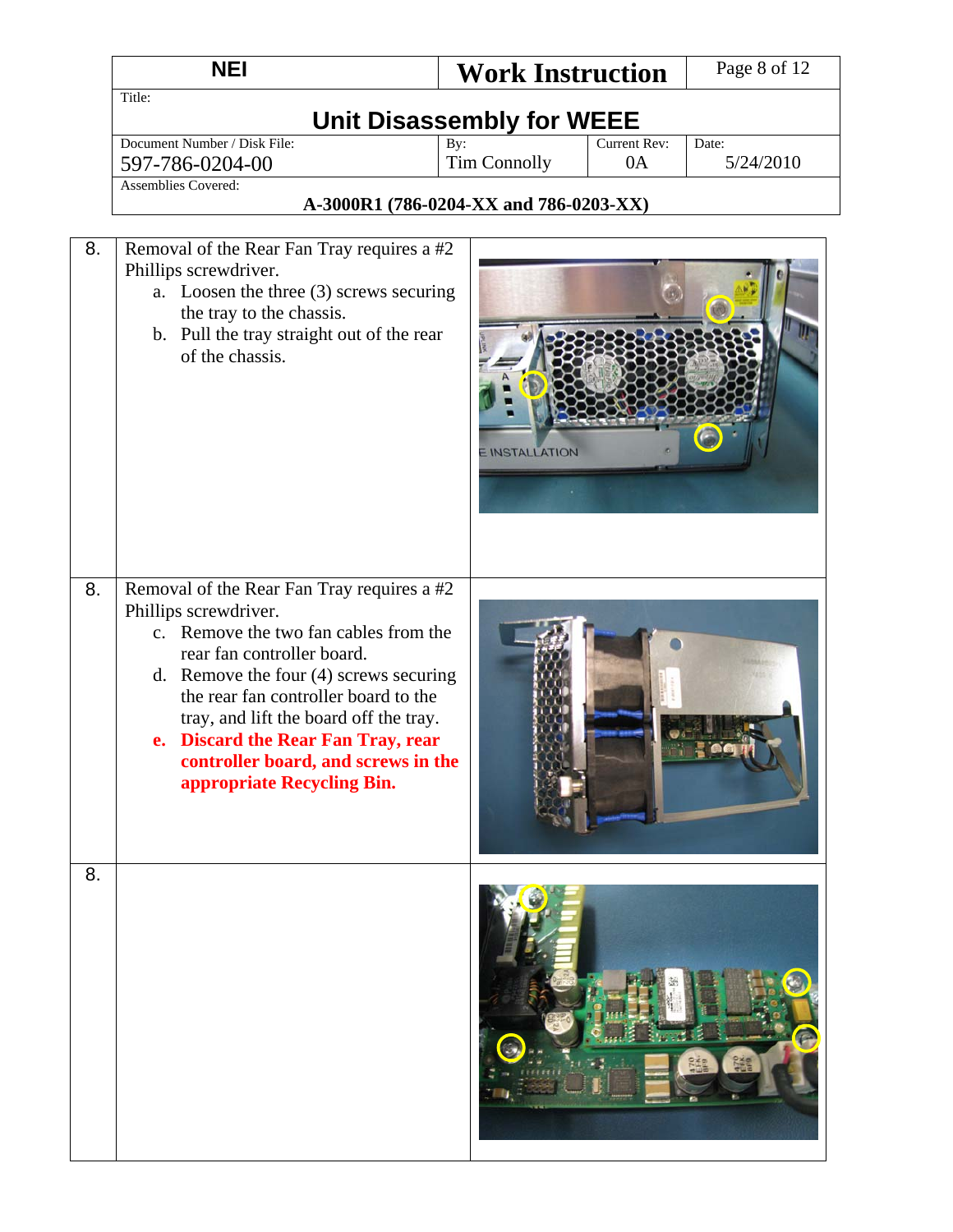| NEI | Work Instruction | |
|---|---|---|
| Title: **Unit Disassembly for WEEE** | | |
| Document Number / Disk File: 597-786-0204-00 | By: Tim Connolly | Current Rev: 0A | Date: 5/24/2010 |
| Assemblies Covered: **A-3000R1 (786-0204-XX and 786-0203-XX)** | | |

| | | |
|---|---|---|
| 8. | Removal of the Rear Fan Tray requires a #2 Phillips screwdriver.<br>a. Loosen the three (3) screws securing the tray to the chassis.<br>b. Pull the tray straight out of the rear of the chassis. | |
| 8. | Removal of the Rear Fan Tray requires a #2 Phillips screwdriver.<br>c. Remove the two fan cables from the rear fan controller board.<br>d. Remove the four (4) screws securing the rear fan controller board to the tray, and lift the board off the tray.<br>**e. Discard the Rear Fan Tray, rear controller board, and screws in the appropriate Recycling Bin.** | |
| 8. | | |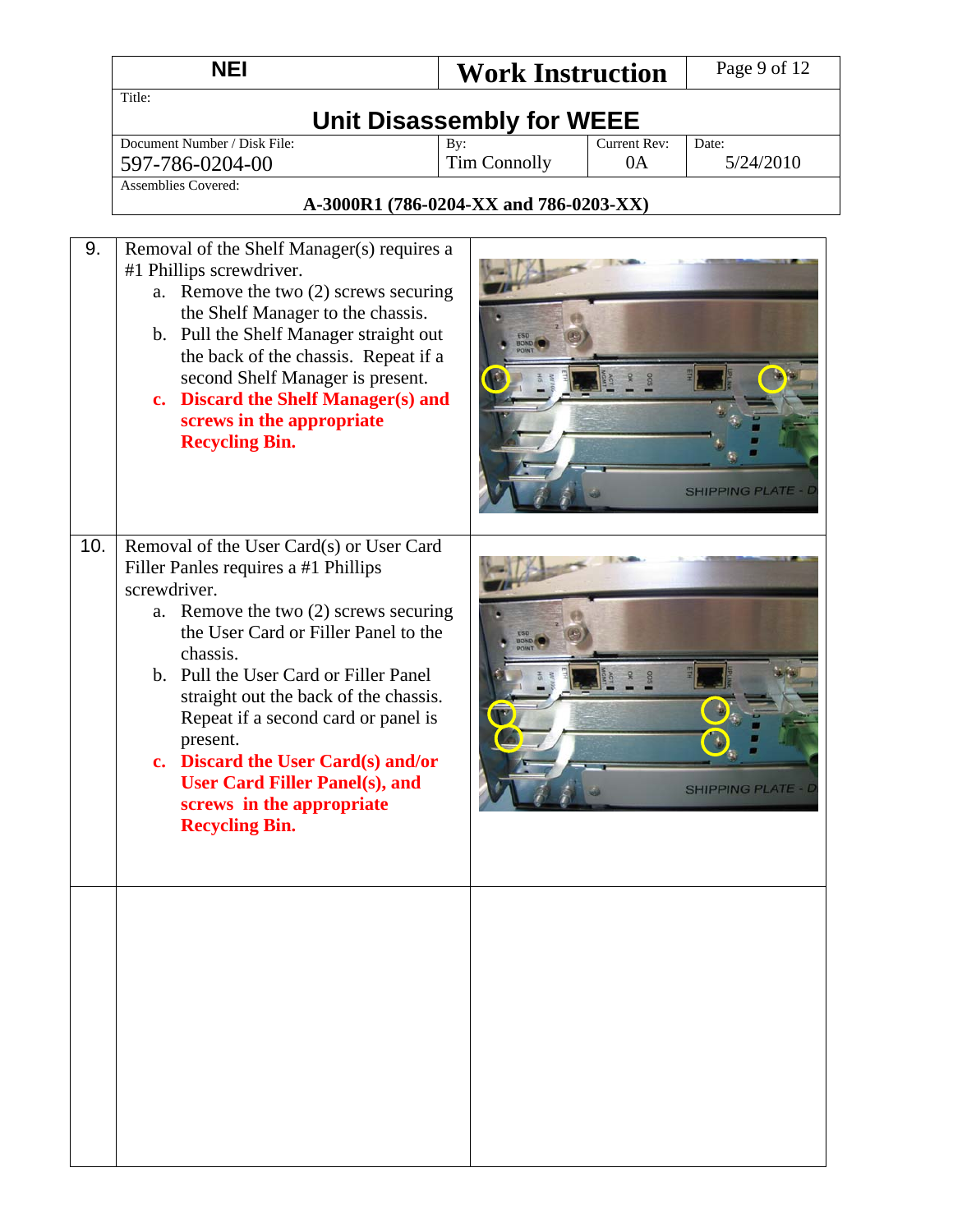| NEI | Work Instruction | |
|---|---|---|
| Title: **Unit Disassembly for WEEE** | | |
| Document Number / Disk File: 597-786-0204-00 | By: Tim Connolly | Current Rev: 0A | Date: 5/24/2010 |
| Assemblies Covered: **A-3000R1 (786-0204-XX and 786-0203-XX)** | | |

| | | |
|---|---|---|
| 9. | Removal of the Shelf Manager(s) requires a #1 Phillips screwdriver.<br>a. Remove the two (2) screws securing the Shelf Manager to the chassis.<br>b. Pull the Shelf Manager straight out the back of the chassis. Repeat if a second Shelf Manager is present.<br>**c. Discard the Shelf Manager(s) and screws in the appropriate Recycling Bin.** | |
| 10. | Removal of the User Card(s) or User Card Filler Panles requires a #1 Phillips screwdriver.<br>a. Remove the two (2) screws securing the User Card or Filler Panel to the chassis.<br>b. Pull the User Card or Filler Panel straight out the back of the chassis. Repeat if a second card or panel is present.<br>**c. Discard the User Card(s) and/or User Card Filler Panel(s), and screws in the appropriate Recycling Bin.** | |
| | | |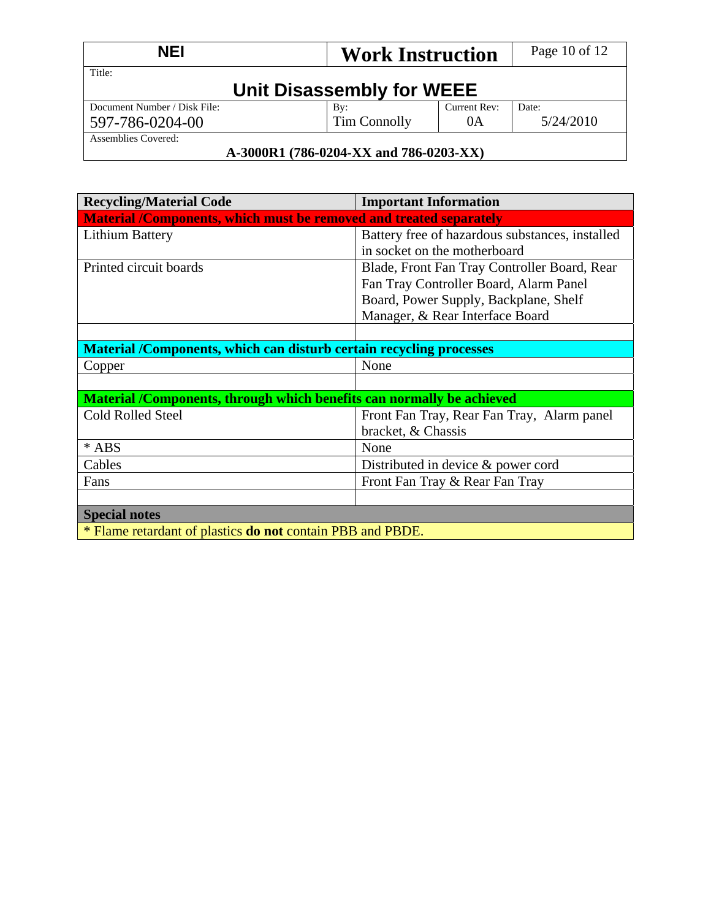| NEI | Work Instruction | Page 10 of 12 |
| --- | --- | --- |

Title:

**Unit Disassembly for WEEE**

| Document Number / Disk File: | By: | Current Rev: | Date: |
| --- | --- | --- | --- |
| 597-786-0204-00 | Tim Connolly | 0A | 5/24/2010 |

Assemblies Covered:

**A-3000R1 (786-0204-XX and 786-0203-XX)**

| Recycling/Material Code | Important Information |
| --- | --- |
| **Material /Components, which must be removed and treated separately** | |
| Lithium Battery | Battery free of hazardous substances, installed in socket on the motherboard |
| Printed circuit boards | Blade, Front Fan Tray Controller Board, Rear Fan Tray Controller Board, Alarm Panel Board, Power Supply, Backplane, Shelf Manager, & Rear Interface Board |
| | |
| **Material /Components, which can disturb certain recycling processes** | |
| Copper | None |
| | |
| **Material /Components, through which benefits can normally be achieved** | |
| Cold Rolled Steel | Front Fan Tray, Rear Fan Tray, Alarm panel bracket, & Chassis |
| * ABS | None |
| Cables | Distributed in device & power cord |
| Fans | Front Fan Tray & Rear Fan Tray |
| | |
| **Special notes** | |
| * Flame retardant of plastics **do not** contain PBB and PBDE. | |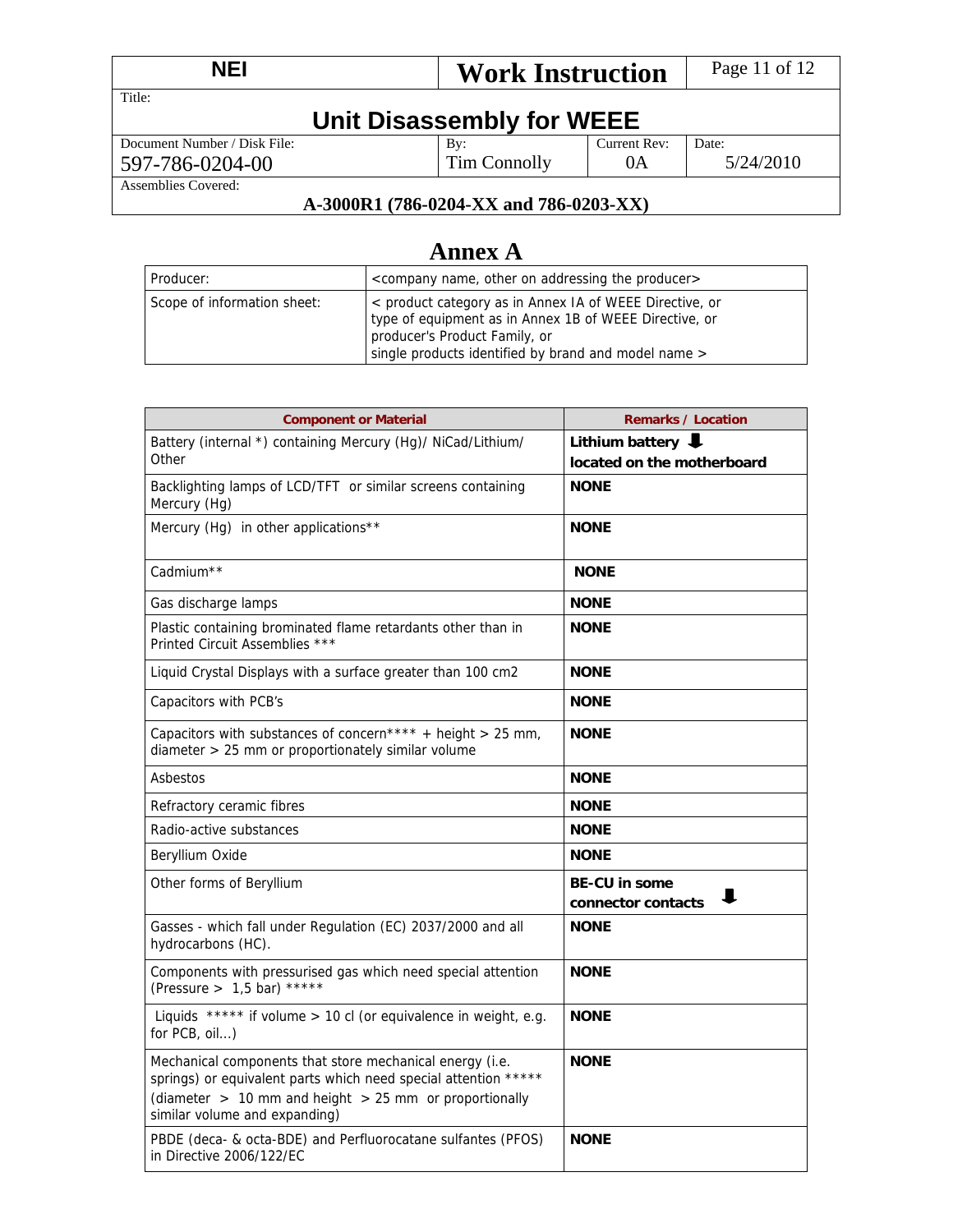| NEI | Work Instruction | |
|---|---|---|
| Title: **Unit Disassembly for WEEE** | | |
| Document Number / Disk File: 597-786-0204-00 | By: Tim Connolly | Current Rev: 0A | Date: 5/24/2010 |
| Assemblies Covered: **A-3000R1 (786-0204-XX and 786-0203-XX)** | | |

# Annex A

| Producer: | <company name, other on addressing the producer> |
|---|---|
| Scope of information sheet: | < product category as in Annex IA of WEEE Directive, or type of equipment as in Annex 1B of WEEE Directive, or producer's Product Family, or single products identified by brand and model name > |

| Component or Material | Remarks / Location |
|---|---|
| Battery (internal *) containing Mercury (Hg)/ NiCad/Lithium/ Other | **Lithium battery ⬇ located on the motherboard** |
| Backlighting lamps of LCD/TFT or similar screens containing Mercury (Hg) | **NONE** |
| Mercury (Hg) in other applications** | **NONE** |
| Cadmium** | **NONE** |
| Gas discharge lamps | **NONE** |
| Plastic containing brominated flame retardants other than in Printed Circuit Assemblies *** | **NONE** |
| Liquid Crystal Displays with a surface greater than 100 cm2 | **NONE** |
| Capacitors with PCB's | **NONE** |
| Capacitors with substances of concern**** + height > 25 mm, diameter > 25 mm or proportionately similar volume | **NONE** |
| Asbestos | **NONE** |
| Refractory ceramic fibres | **NONE** |
| Radio-active substances | **NONE** |
| Beryllium Oxide | **NONE** |
| Other forms of Beryllium | **BE-CU in some connector contacts ⬇** |
| Gasses - which fall under Regulation (EC) 2037/2000 and all hydrocarbons (HC). | **NONE** |
| Components with pressurised gas which need special attention (Pressure > 1,5 bar) ***** | **NONE** |
| Liquids ***** if volume > 10 cl (or equivalence in weight, e.g. for PCB, oil…) | **NONE** |
| Mechanical components that store mechanical energy (i.e. springs) or equivalent parts which need special attention ***** (diameter > 10 mm and height > 25 mm or proportionally similar volume and expanding) | **NONE** |
| PBDE (deca- & octa-BDE) and Perfluorocatane sulfantes (PFOS) in Directive 2006/122/EC | **NONE** |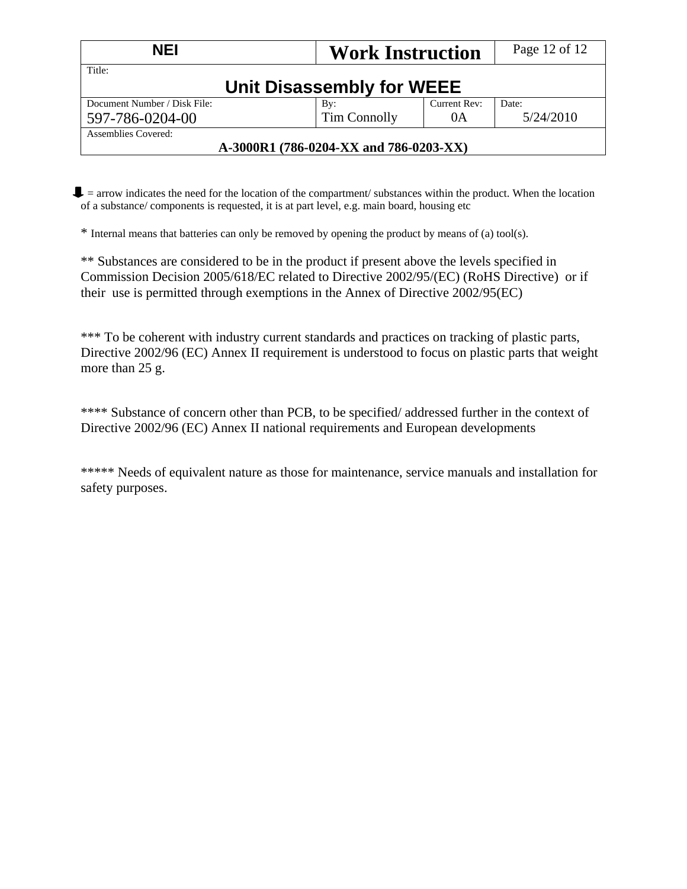⬇ = arrow indicates the need for the location of the compartment/ substances within the product. When the location of a substance/ components is requested, it is at part level, e.g. main board, housing etc

* Internal means that batteries can only be removed by opening the product by means of (a) tool(s).

** Substances are considered to be in the product if present above the levels specified in Commission Decision 2005/618/EC related to Directive 2002/95/(EC) (RoHS Directive) or if their use is permitted through exemptions in the Annex of Directive 2002/95(EC)

*** To be coherent with industry current standards and practices on tracking of plastic parts, Directive 2002/96 (EC) Annex II requirement is understood to focus on plastic parts that weight more than 25 g.

**** Substance of concern other than PCB, to be specified/ addressed further in the context of Directive 2002/96 (EC) Annex II national requirements and European developments

***** Needs of equivalent nature as those for maintenance, service manuals and installation for safety purposes.